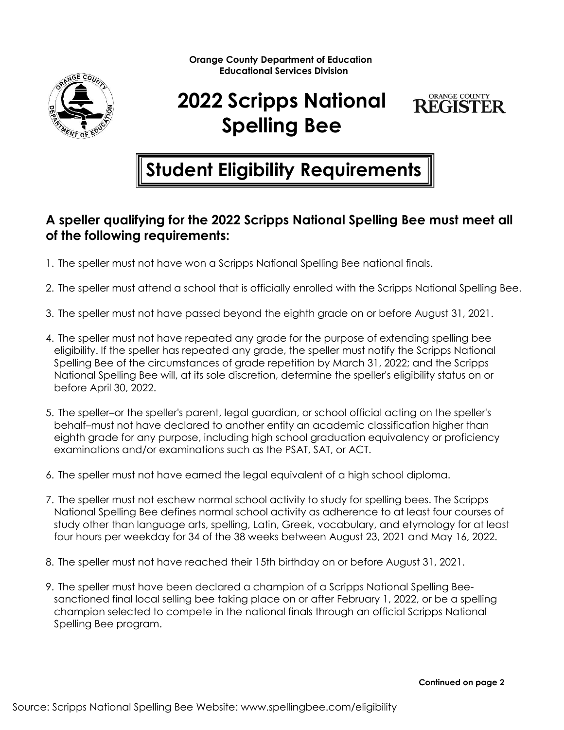**Orange County Department of Education**
**Educational Services Division**

# 2022 Scripps National Spelling Bee

## Student Eligibility Requirements

### A speller qualifying for the 2022 Scripps National Spelling Bee must meet all of the following requirements:

1. The speller must not have won a Scripps National Spelling Bee national finals.

2. The speller must attend a school that is officially enrolled with the Scripps National Spelling Bee.

3. The speller must not have passed beyond the eighth grade on or before August 31, 2021.

4. The speller must not have repeated any grade for the purpose of extending spelling bee eligibility. If the speller has repeated any grade, the speller must notify the Scripps National Spelling Bee of the circumstances of grade repetition by March 31, 2022; and the Scripps National Spelling Bee will, at its sole discretion, determine the speller's eligibility status on or before April 30, 2022.

5. The speller–or the speller's parent, legal guardian, or school official acting on the speller's behalf–must not have declared to another entity an academic classification higher than eighth grade for any purpose, including high school graduation equivalency or proficiency examinations and/or examinations such as the PSAT, SAT, or ACT.

6. The speller must not have earned the legal equivalent of a high school diploma.

7. The speller must not eschew normal school activity to study for spelling bees. The Scripps National Spelling Bee defines normal school activity as adherence to at least four courses of study other than language arts, spelling, Latin, Greek, vocabulary, and etymology for at least four hours per weekday for 34 of the 38 weeks between August 23, 2021 and May 16, 2022.

8. The speller must not have reached their 15th birthday on or before August 31, 2021.

9. The speller must have been declared a champion of a Scripps National Spelling Bee-sanctioned final local selling bee taking place on or after February 1, 2022, or be a spelling champion selected to compete in the national finals through an official Scripps National Spelling Bee program.

**Continued on page 2**

Source: Scripps National Spelling Bee Website: www.spellingbee.com/eligibility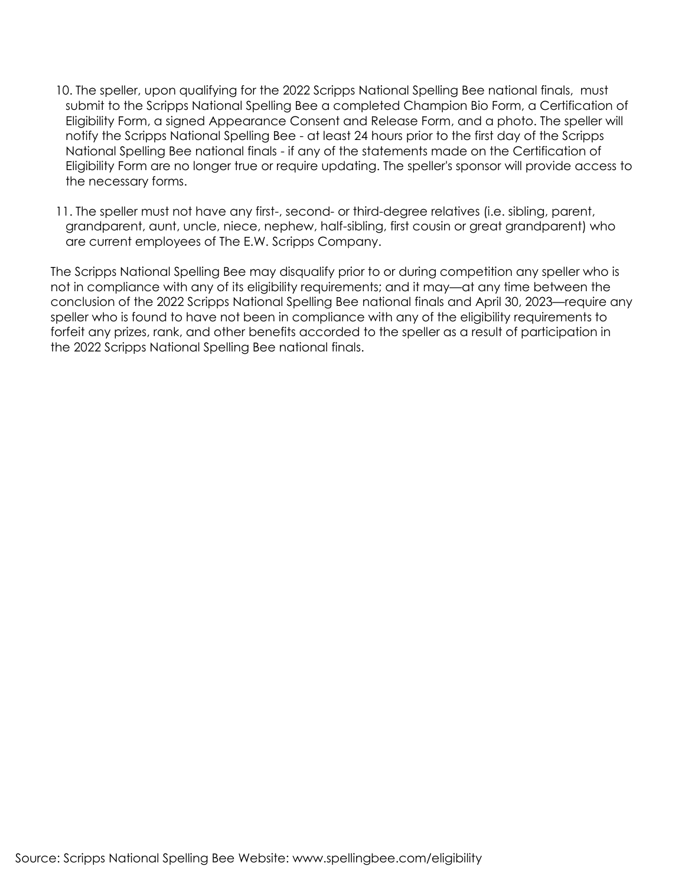10. The speller, upon qualifying for the 2022 Scripps National Spelling Bee national finals, must submit to the Scripps National Spelling Bee a completed Champion Bio Form, a Certification of Eligibility Form, a signed Appearance Consent and Release Form, and a photo. The speller will notify the Scripps National Spelling Bee - at least 24 hours prior to the first day of the Scripps National Spelling Bee national finals - if any of the statements made on the Certification of Eligibility Form are no longer true or require updating. The speller's sponsor will provide access to the necessary forms.

11. The speller must not have any first-, second- or third-degree relatives (i.e. sibling, parent, grandparent, aunt, uncle, niece, nephew, half-sibling, first cousin or great grandparent) who are current employees of The E.W. Scripps Company.

The Scripps National Spelling Bee may disqualify prior to or during competition any speller who is not in compliance with any of its eligibility requirements; and it may—at any time between the conclusion of the 2022 Scripps National Spelling Bee national finals and April 30, 2023—require any speller who is found to have not been in compliance with any of the eligibility requirements to forfeit any prizes, rank, and other benefits accorded to the speller as a result of participation in the 2022 Scripps National Spelling Bee national finals.

Source: Scripps National Spelling Bee Website: www.spellingbee.com/eligibility